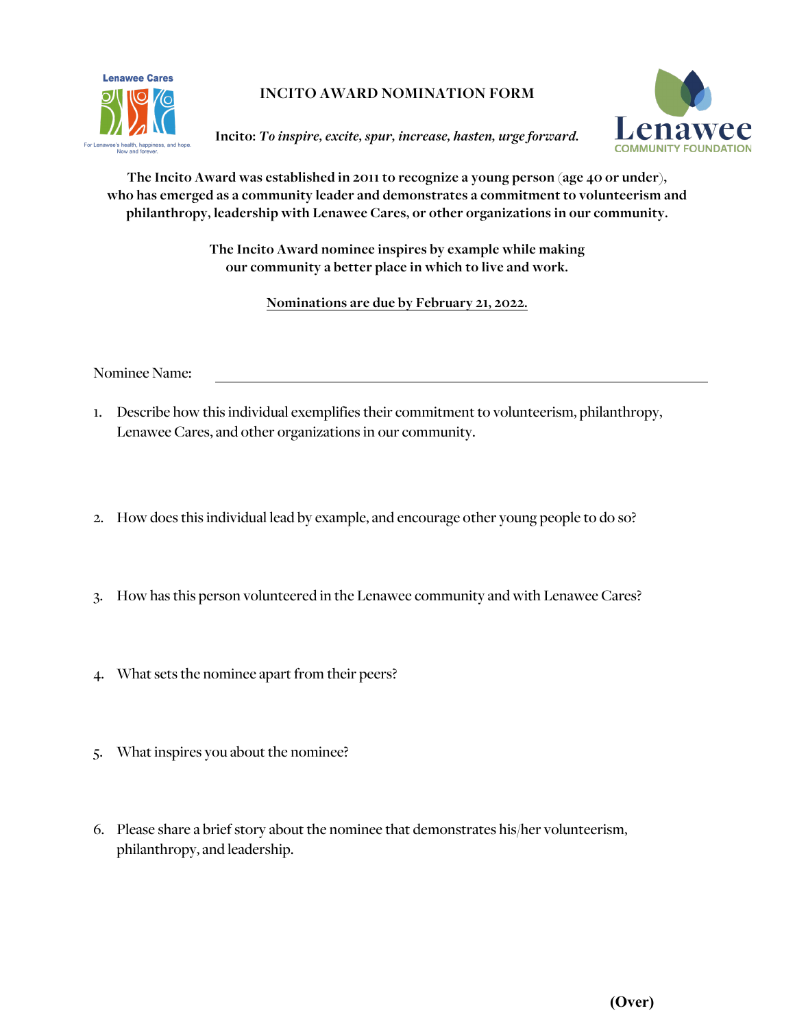Lenawee Cares

For Lenawee's health, happiness, and hope. Now and forever.

# INCITO AWARD NOMINATION FORM

**Incito:** ***To inspire, excite, spur, increase, hasten, urge forward.***

Lenawee COMMUNITY FOUNDATION

**The Incito Award was established in 2011 to recognize a young person (age 40 or under), who has emerged as a community leader and demonstrates a commitment to volunteerism and philanthropy, leadership with Lenawee Cares, or other organizations in our community.**

**The Incito Award nominee inspires by example while making our community a better place in which to live and work.**

**<u>Nominations are due by February 21, 2022.</u>**

Nominee Name: ______________________________________________

1. Describe how this individual exemplifies their commitment to volunteerism, philanthropy, Lenawee Cares, and other organizations in our community.

2. How does this individual lead by example, and encourage other young people to do so?

3. How has this person volunteered in the Lenawee community and with Lenawee Cares?

4. What sets the nominee apart from their peers?

5. What inspires you about the nominee?

6. Please share a brief story about the nominee that demonstrates his/her volunteerism, philanthropy, and leadership.

**(Over)**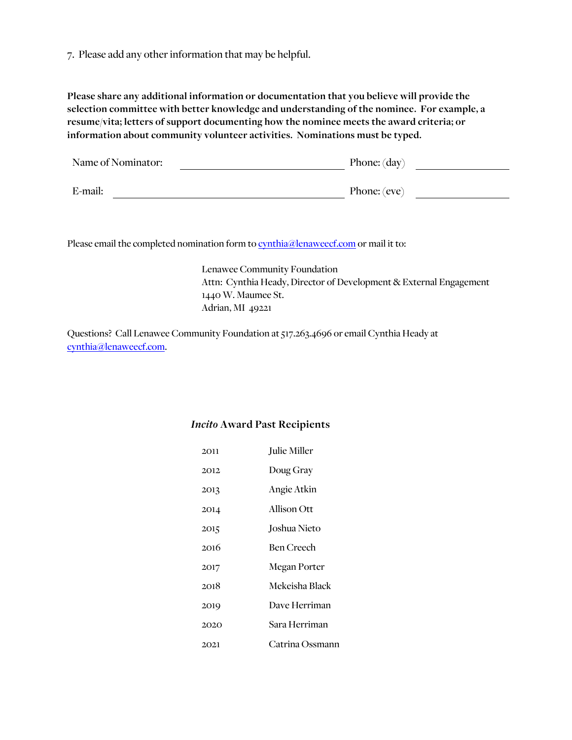7. Please add any other information that may be helpful.

**Please share any additional information or documentation that you believe will provide the selection committee with better knowledge and understanding of the nominee. For example, a resume/vita; letters of support documenting how the nominee meets the award criteria; or information about community volunteer activities. Nominations must be typed.**

Name of Nominator: ______________________________ Phone: (day) ________________

E-mail: ______________________________ Phone: (eve) ________________

Please email the completed nomination form to [cynthia@lenaweecf.com](mailto:cynthia@lenaweecf.com) or mail it to:

Lenawee Community Foundation
Attn: Cynthia Heady, Director of Development & External Engagement
1440 W. Maumee St.
Adrian, MI 49221

Questions? Call Lenawee Community Foundation at 517.263.4696 or email Cynthia Heady at [cynthia@lenaweecf.com](mailto:cynthia@lenaweecf.com).

### *Incito* Award Past Recipients

| | |
|---|---|
| 2011 | Julie Miller |
| 2012 | Doug Gray |
| 2013 | Angie Atkin |
| 2014 | Allison Ott |
| 2015 | Joshua Nieto |
| 2016 | Ben Creech |
| 2017 | Megan Porter |
| 2018 | Mekeisha Black |
| 2019 | Dave Herriman |
| 2020 | Sara Herriman |
| 2021 | Catrina Ossmann |